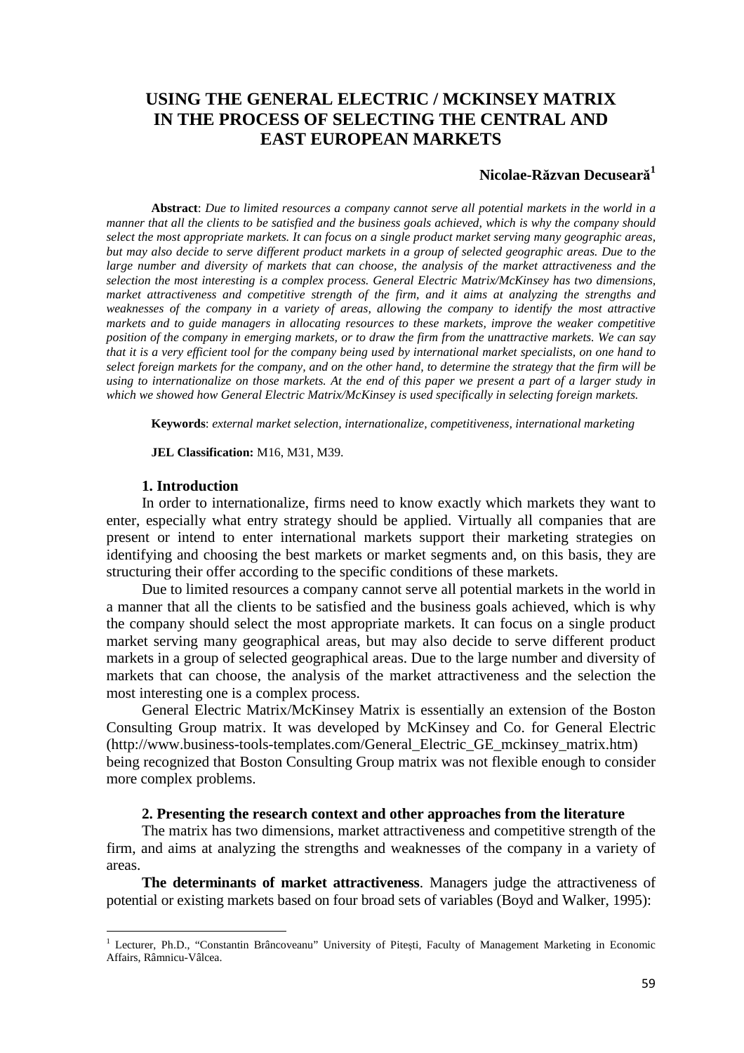# USING THE GENERAL ELECTRIC / MCKINSEY MATRIX IN THE PROCESS OF SELECTING THE CENTRAL AND EAST EUROPEAN MARKETS

**Nicolae-Răzvan Decuseară[1]**

**Abstract**: *Due to limited resources a company cannot serve all potential markets in the world in a manner that all the clients to be satisfied and the business goals achieved, which is why the company should select the most appropriate markets. It can focus on a single product market serving many geographic areas, but may also decide to serve different product markets in a group of selected geographic areas. Due to the large number and diversity of markets that can choose, the analysis of the market attractiveness and the selection the most interesting is a complex process. General Electric Matrix/McKinsey has two dimensions, market attractiveness and competitive strength of the firm, and it aims at analyzing the strengths and weaknesses of the company in a variety of areas, allowing the company to identify the most attractive markets and to guide managers in allocating resources to these markets, improve the weaker competitive position of the company in emerging markets, or to draw the firm from the unattractive markets. We can say that it is a very efficient tool for the company being used by international market specialists, on one hand to select foreign markets for the company, and on the other hand, to determine the strategy that the firm will be using to internationalize on those markets. At the end of this paper we present a part of a larger study in which we showed how General Electric Matrix/McKinsey is used specifically in selecting foreign markets.*

**Keywords**: *external market selection, internationalize, competitiveness, international marketing*

**JEL Classification:** M16, M31, M39.

## 1. Introduction

In order to internationalize, firms need to know exactly which markets they want to enter, especially what entry strategy should be applied. Virtually all companies that are present or intend to enter international markets support their marketing strategies on identifying and choosing the best markets or market segments and, on this basis, they are structuring their offer according to the specific conditions of these markets.

Due to limited resources a company cannot serve all potential markets in the world in a manner that all the clients to be satisfied and the business goals achieved, which is why the company should select the most appropriate markets. It can focus on a single product market serving many geographical areas, but may also decide to serve different product markets in a group of selected geographical areas. Due to the large number and diversity of markets that can choose, the analysis of the market attractiveness and the selection the most interesting one is a complex process.

General Electric Matrix/McKinsey Matrix is essentially an extension of the Boston Consulting Group matrix. It was developed by McKinsey and Co. for General Electric (http://www.business-tools-templates.com/General_Electric_GE_mckinsey_matrix.htm) being recognized that Boston Consulting Group matrix was not flexible enough to consider more complex problems.

## 2. Presenting the research context and other approaches from the literature

The matrix has two dimensions, market attractiveness and competitive strength of the firm, and aims at analyzing the strengths and weaknesses of the company in a variety of areas.

**The determinants of market attractiveness**. Managers judge the attractiveness of potential or existing markets based on four broad sets of variables (Boyd and Walker, 1995):

---

[1] Lecturer, Ph.D., "Constantin Brâncoveanu" University of Pitești, Faculty of Management Marketing in Economic Affairs, Râmnicu-Vâlcea.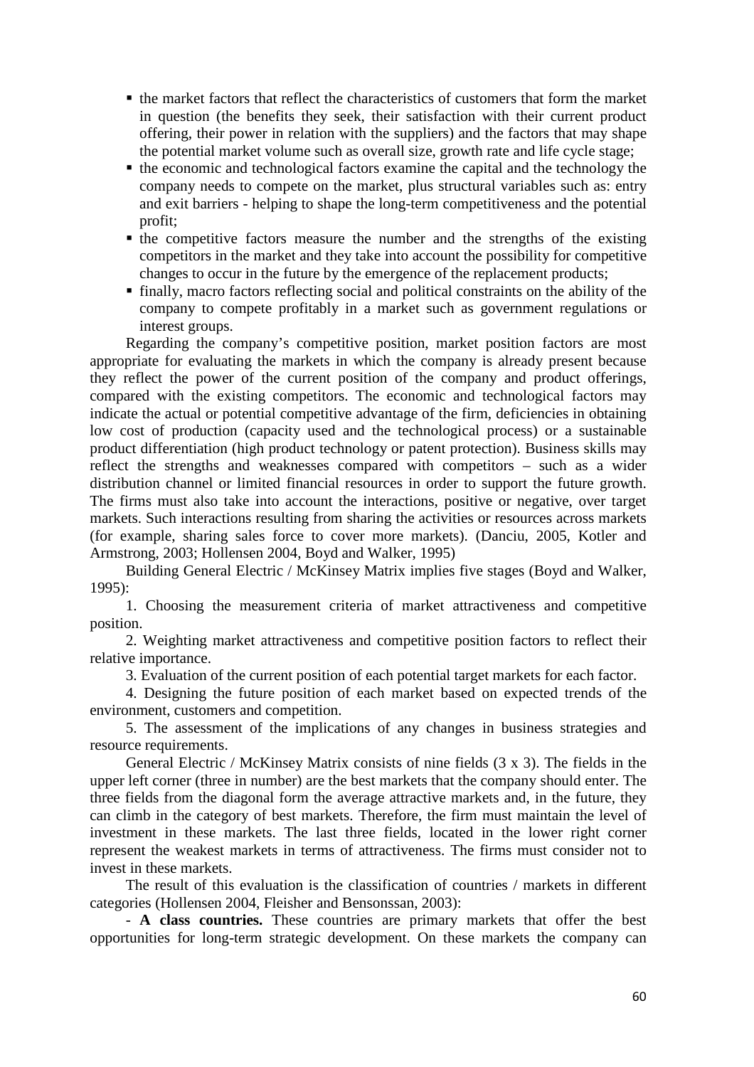- the market factors that reflect the characteristics of customers that form the market in question (the benefits they seek, their satisfaction with their current product offering, their power in relation with the suppliers) and the factors that may shape the potential market volume such as overall size, growth rate and life cycle stage;
- the economic and technological factors examine the capital and the technology the company needs to compete on the market, plus structural variables such as: entry and exit barriers - helping to shape the long-term competitiveness and the potential profit;
- the competitive factors measure the number and the strengths of the existing competitors in the market and they take into account the possibility for competitive changes to occur in the future by the emergence of the replacement products;
- finally, macro factors reflecting social and political constraints on the ability of the company to compete profitably in a market such as government regulations or interest groups.

Regarding the company's competitive position, market position factors are most appropriate for evaluating the markets in which the company is already present because they reflect the power of the current position of the company and product offerings, compared with the existing competitors. The economic and technological factors may indicate the actual or potential competitive advantage of the firm, deficiencies in obtaining low cost of production (capacity used and the technological process) or a sustainable product differentiation (high product technology or patent protection). Business skills may reflect the strengths and weaknesses compared with competitors – such as a wider distribution channel or limited financial resources in order to support the future growth. The firms must also take into account the interactions, positive or negative, over target markets. Such interactions resulting from sharing the activities or resources across markets (for example, sharing sales force to cover more markets). (Danciu, 2005, Kotler and Armstrong, 2003; Hollensen 2004, Boyd and Walker, 1995)

Building General Electric / McKinsey Matrix implies five stages (Boyd and Walker, 1995):

1. Choosing the measurement criteria of market attractiveness and competitive position.
2. Weighting market attractiveness and competitive position factors to reflect their relative importance.
3. Evaluation of the current position of each potential target markets for each factor.
4. Designing the future position of each market based on expected trends of the environment, customers and competition.
5. The assessment of the implications of any changes in business strategies and resource requirements.

General Electric / McKinsey Matrix consists of nine fields (3 x 3). The fields in the upper left corner (three in number) are the best markets that the company should enter. The three fields from the diagonal form the average attractive markets and, in the future, they can climb in the category of best markets. Therefore, the firm must maintain the level of investment in these markets. The last three fields, located in the lower right corner represent the weakest markets in terms of attractiveness. The firms must consider not to invest in these markets.

The result of this evaluation is the classification of countries / markets in different categories (Hollensen 2004, Fleisher and Bensonssan, 2003):

- **A class countries.** These countries are primary markets that offer the best opportunities for long-term strategic development. On these markets the company can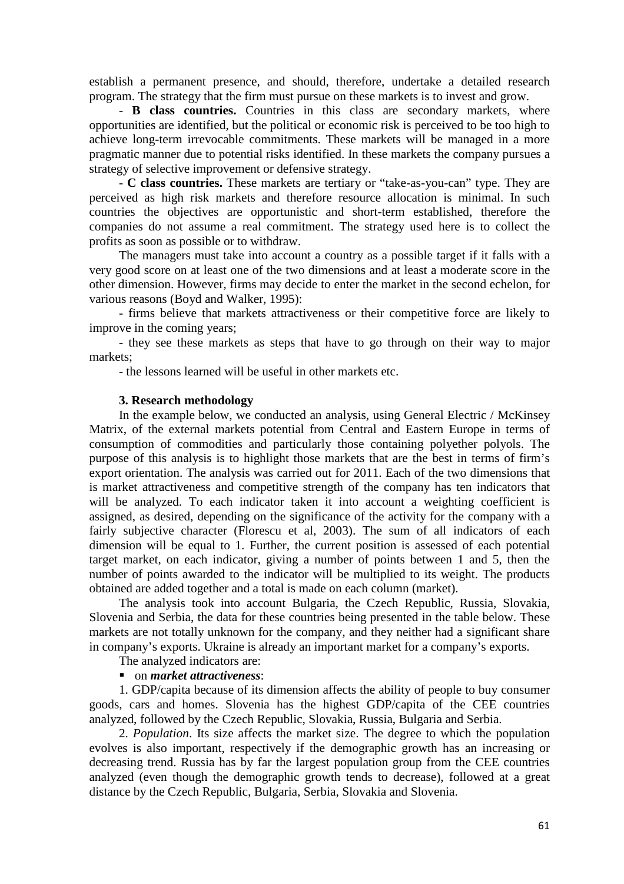establish a permanent presence, and should, therefore, undertake a detailed research program. The strategy that the firm must pursue on these markets is to invest and grow.

- **B class countries.** Countries in this class are secondary markets, where opportunities are identified, but the political or economic risk is perceived to be too high to achieve long-term irrevocable commitments. These markets will be managed in a more pragmatic manner due to potential risks identified. In these markets the company pursues a strategy of selective improvement or defensive strategy.

- **C class countries.** These markets are tertiary or "take-as-you-can" type. They are perceived as high risk markets and therefore resource allocation is minimal. In such countries the objectives are opportunistic and short-term established, therefore the companies do not assume a real commitment. The strategy used here is to collect the profits as soon as possible or to withdraw.

The managers must take into account a country as a possible target if it falls with a very good score on at least one of the two dimensions and at least a moderate score in the other dimension. However, firms may decide to enter the market in the second echelon, for various reasons (Boyd and Walker, 1995):

- firms believe that markets attractiveness or their competitive force are likely to improve in the coming years;

- they see these markets as steps that have to go through on their way to major markets;

- the lessons learned will be useful in other markets etc.

### 3. Research methodology

In the example below, we conducted an analysis, using General Electric / McKinsey Matrix, of the external markets potential from Central and Eastern Europe in terms of consumption of commodities and particularly those containing polyether polyols. The purpose of this analysis is to highlight those markets that are the best in terms of firm's export orientation. The analysis was carried out for 2011. Each of the two dimensions that is market attractiveness and competitive strength of the company has ten indicators that will be analyzed. To each indicator taken it into account a weighting coefficient is assigned, as desired, depending on the significance of the activity for the company with a fairly subjective character (Florescu et al, 2003). The sum of all indicators of each dimension will be equal to 1. Further, the current position is assessed of each potential target market, on each indicator, giving a number of points between 1 and 5, then the number of points awarded to the indicator will be multiplied to its weight. The products obtained are added together and a total is made on each column (market).

The analysis took into account Bulgaria, the Czech Republic, Russia, Slovakia, Slovenia and Serbia, the data for these countries being presented in the table below. These markets are not totally unknown for the company, and they neither had a significant share in company's exports. Ukraine is already an important market for a company's exports.

The analyzed indicators are:

- on ***market attractiveness***:

1. GDP/capita because of its dimension affects the ability of people to buy consumer goods, cars and homes. Slovenia has the highest GDP/capita of the CEE countries analyzed, followed by the Czech Republic, Slovakia, Russia, Bulgaria and Serbia.

2. *Population*. Its size affects the market size. The degree to which the population evolves is also important, respectively if the demographic growth has an increasing or decreasing trend. Russia has by far the largest population group from the CEE countries analyzed (even though the demographic growth tends to decrease), followed at a great distance by the Czech Republic, Bulgaria, Serbia, Slovakia and Slovenia.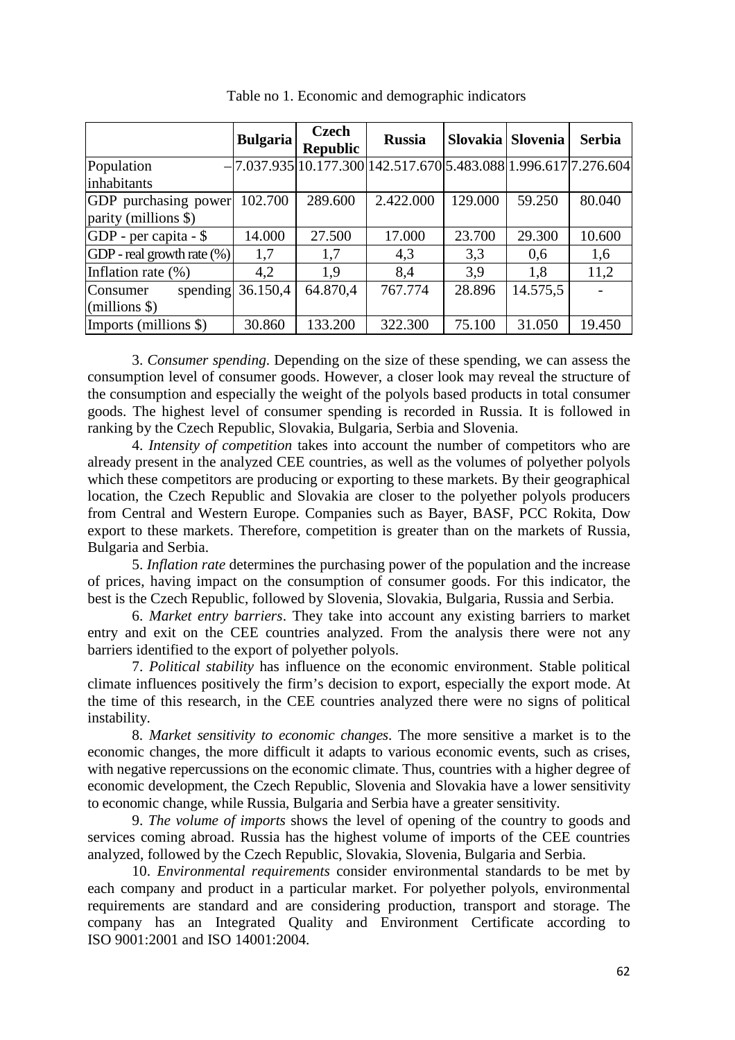Table no 1. Economic and demographic indicators

| | Bulgaria | Czech Republic | Russia | Slovakia | Slovenia | Serbia |
|---|---|---|---|---|---|---|
| Population – inhabitants | 7.037.935 | 10.177.300 | 142.517.670 | 5.483.088 | 1.996.617 | 7.276.604 |
| GDP purchasing power parity (millions $) | 102.700 | 289.600 | 2.422.000 | 129.000 | 59.250 | 80.040 |
| GDP - per capita - $ | 14.000 | 27.500 | 17.000 | 23.700 | 29.300 | 10.600 |
| GDP - real growth rate (%) | 1,7 | 1,7 | 4,3 | 3,3 | 0,6 | 1,6 |
| Inflation rate (%) | 4,2 | 1,9 | 8,4 | 3,9 | 1,8 | 11,2 |
| Consumer spending (millions $) | 36.150,4 | 64.870,4 | 767.774 | 28.896 | 14.575,5 | - |
| Imports (millions $) | 30.860 | 133.200 | 322.300 | 75.100 | 31.050 | 19.450 |

3. *Consumer spending*. Depending on the size of these spending, we can assess the consumption level of consumer goods. However, a closer look may reveal the structure of the consumption and especially the weight of the polyols based products in total consumer goods. The highest level of consumer spending is recorded in Russia. It is followed in ranking by the Czech Republic, Slovakia, Bulgaria, Serbia and Slovenia.

4. *Intensity of competition* takes into account the number of competitors who are already present in the analyzed CEE countries, as well as the volumes of polyether polyols which these competitors are producing or exporting to these markets. By their geographical location, the Czech Republic and Slovakia are closer to the polyether polyols producers from Central and Western Europe. Companies such as Bayer, BASF, PCC Rokita, Dow export to these markets. Therefore, competition is greater than on the markets of Russia, Bulgaria and Serbia.

5. *Inflation rate* determines the purchasing power of the population and the increase of prices, having impact on the consumption of consumer goods. For this indicator, the best is the Czech Republic, followed by Slovenia, Slovakia, Bulgaria, Russia and Serbia.

6. *Market entry barriers*. They take into account any existing barriers to market entry and exit on the CEE countries analyzed. From the analysis there were not any barriers identified to the export of polyether polyols.

7. *Political stability* has influence on the economic environment. Stable political climate influences positively the firm's decision to export, especially the export mode. At the time of this research, in the CEE countries analyzed there were no signs of political instability.

8. *Market sensitivity to economic changes*. The more sensitive a market is to the economic changes, the more difficult it adapts to various economic events, such as crises, with negative repercussions on the economic climate. Thus, countries with a higher degree of economic development, the Czech Republic, Slovenia and Slovakia have a lower sensitivity to economic change, while Russia, Bulgaria and Serbia have a greater sensitivity.

9. *The volume of imports* shows the level of opening of the country to goods and services coming abroad. Russia has the highest volume of imports of the CEE countries analyzed, followed by the Czech Republic, Slovakia, Slovenia, Bulgaria and Serbia.

10. *Environmental requirements* consider environmental standards to be met by each company and product in a particular market. For polyether polyols, environmental requirements are standard and are considering production, transport and storage. The company has an Integrated Quality and Environment Certificate according to ISO 9001:2001 and ISO 14001:2004.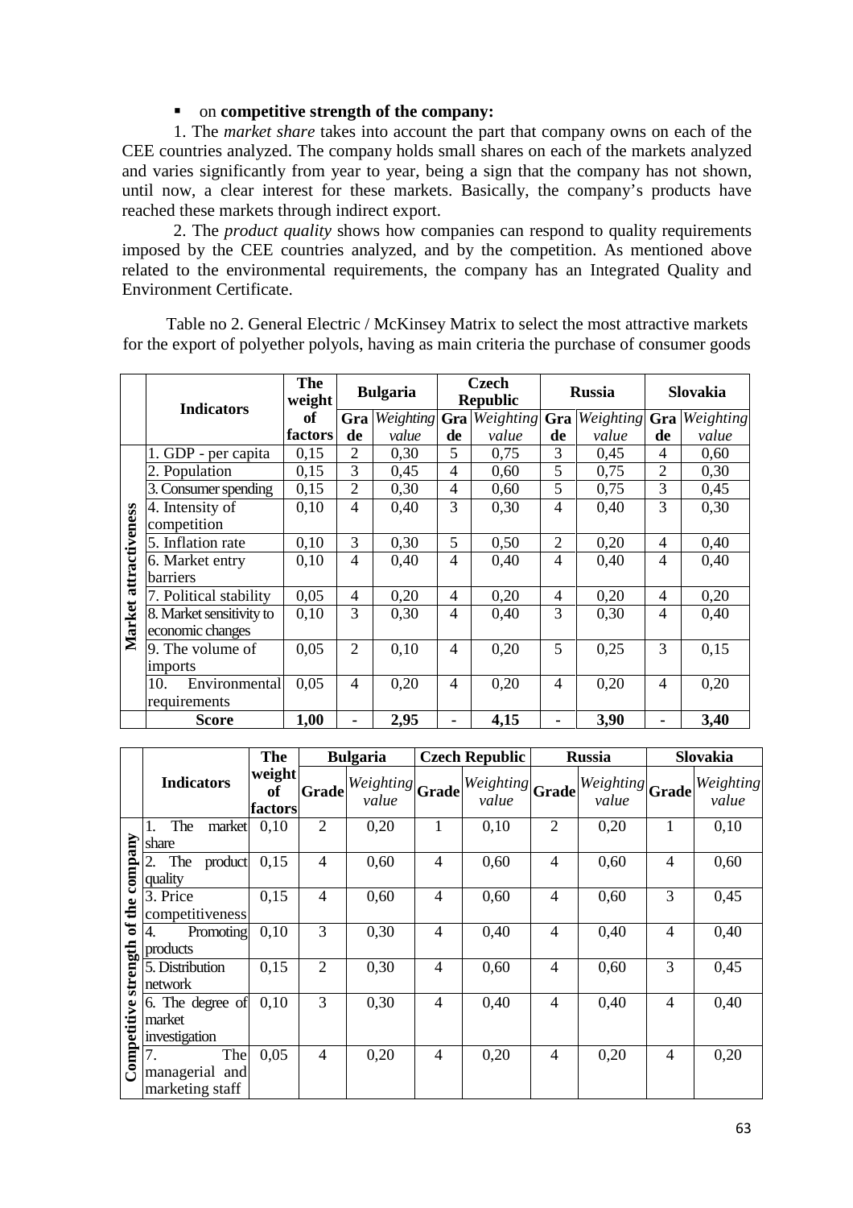- on **competitive strength of the company:**

1. The *market share* takes into account the part that company owns on each of the CEE countries analyzed. The company holds small shares on each of the markets analyzed and varies significantly from year to year, being a sign that the company has not shown, until now, a clear interest for these markets. Basically, the company's products have reached these markets through indirect export.

2. The *product quality* shows how companies can respond to quality requirements imposed by the CEE countries analyzed, and by the competition. As mentioned above related to the environmental requirements, the company has an Integrated Quality and Environment Certificate.

Table no 2. General Electric / McKinsey Matrix to select the most attractive markets for the export of polyether polyols, having as main criteria the purchase of consumer goods

| | Indicators | The weight of factors | Bulgaria | | Czech Republic | | Russia | | Slovakia | |
|---|---|---|---|---|---|---|---|---|---|---|
| | | | Grade | *Weighting value* | Grade | *Weighting value* | Grade | *Weighting value* | Grade | *Weighting value* |
| **Market attractiveness** | 1. GDP - per capita | 0,15 | 2 | 0,30 | 5 | 0,75 | 3 | 0,45 | 4 | 0,60 |
| | 2. Population | 0,15 | 3 | 0,45 | 4 | 0,60 | 5 | 0,75 | 2 | 0,30 |
| | 3. Consumer spending | 0,15 | 2 | 0,30 | 4 | 0,60 | 5 | 0,75 | 3 | 0,45 |
| | 4. Intensity of competition | 0,10 | 4 | 0,40 | 3 | 0,30 | 4 | 0,40 | 3 | 0,30 |
| | 5. Inflation rate | 0,10 | 3 | 0,30 | 5 | 0,50 | 2 | 0,20 | 4 | 0,40 |
| | 6. Market entry barriers | 0,10 | 4 | 0,40 | 4 | 0,40 | 4 | 0,40 | 4 | 0,40 |
| | 7. Political stability | 0,05 | 4 | 0,20 | 4 | 0,20 | 4 | 0,20 | 4 | 0,20 |
| | 8. Market sensitivity to economic changes | 0,10 | 3 | 0,30 | 4 | 0,40 | 3 | 0,30 | 4 | 0,40 |
| | 9. The volume of imports | 0,05 | 2 | 0,10 | 4 | 0,20 | 5 | 0,25 | 3 | 0,15 |
| | 10. Environmental requirements | 0,05 | 4 | 0,20 | 4 | 0,20 | 4 | 0,20 | 4 | 0,20 |
| | **Score** | **1,00** | **-** | **2,95** | **-** | **4,15** | **-** | **3,90** | **-** | **3,40** |

| | Indicators | The weight of factors | Bulgaria | | Czech Republic | | Russia | | Slovakia | |
|---|---|---|---|---|---|---|---|---|---|---|
| | | | Grade | *Weighting value* | Grade | *Weighting value* | Grade | *Weighting value* | Grade | *Weighting value* |
| **Competitive strength of the company** | 1. The market share | 0,10 | 2 | 0,20 | 1 | 0,10 | 2 | 0,20 | 1 | 0,10 |
| | 2. The product quality | 0,15 | 4 | 0,60 | 4 | 0,60 | 4 | 0,60 | 4 | 0,60 |
| | 3. Price competitiveness | 0,15 | 4 | 0,60 | 4 | 0,60 | 4 | 0,60 | 3 | 0,45 |
| | 4. Promoting products | 0,10 | 3 | 0,30 | 4 | 0,40 | 4 | 0,40 | 4 | 0,40 |
| | 5. Distribution network | 0,15 | 2 | 0,30 | 4 | 0,60 | 4 | 0,60 | 3 | 0,45 |
| | 6. The degree of market investigation | 0,10 | 3 | 0,30 | 4 | 0,40 | 4 | 0,40 | 4 | 0,40 |
| | 7. The managerial and marketing staff | 0,05 | 4 | 0,20 | 4 | 0,20 | 4 | 0,20 | 4 | 0,20 |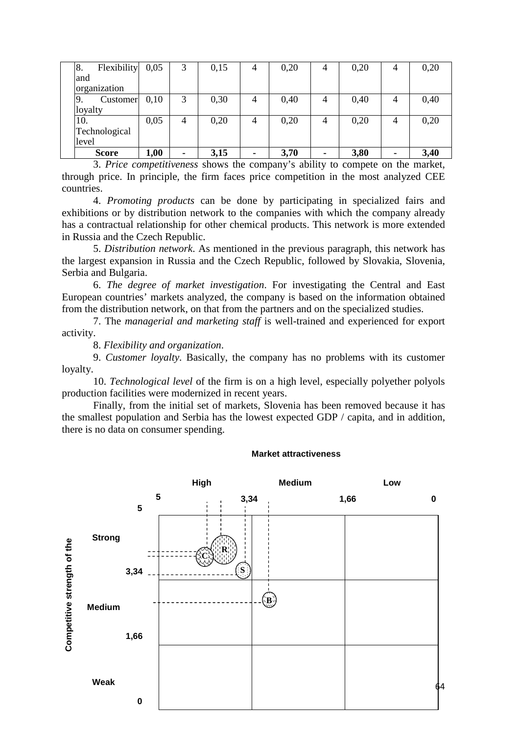| | | | | | | | | | | |
|---|---|---|---|---|---|---|---|---|---|---|
| 8. Flexibility and organization | 0,05 | 3 | 0,15 | 4 | 0,20 | 4 | 0,20 | 4 | 0,20 |
| 9. Customer loyalty | 0,10 | 3 | 0,30 | 4 | 0,40 | 4 | 0,40 | 4 | 0,40 |
| 10. Technological level | 0,05 | 4 | 0,20 | 4 | 0,20 | 4 | 0,20 | 4 | 0,20 |
| **Score** | **1,00** | **-** | **3,15** | **-** | **3,70** | **-** | **3,80** | **-** | **3,40** |

3. *Price competitiveness* shows the company's ability to compete on the market, through price. In principle, the firm faces price competition in the most analyzed CEE countries.

4. *Promoting products* can be done by participating in specialized fairs and exhibitions or by distribution network to the companies with which the company already has a contractual relationship for other chemical products. This network is more extended in Russia and the Czech Republic.

5. *Distribution network*. As mentioned in the previous paragraph, this network has the largest expansion in Russia and the Czech Republic, followed by Slovakia, Slovenia, Serbia and Bulgaria.

6. *The degree of market investigation*. For investigating the Central and East European countries' markets analyzed, the company is based on the information obtained from the distribution network, on that from the partners and on the specialized studies.

7. The *managerial and marketing staff* is well-trained and experienced for export activity.

8. *Flexibility and organization*.

9. *Customer loyalty*. Basically, the company has no problems with its customer loyalty.

10. *Technological level* of the firm is on a high level, especially polyether polyols production facilities were modernized in recent years.

Finally, from the initial set of markets, Slovenia has been removed because it has the smallest population and Serbia has the lowest expected GDP / capita, and in addition, there is no data on consumer spending.

**Market attractiveness**

| Competitive strength of the | High (5 – 3,34) | Medium (3,34 – 1,66) | Low (1,66 – 0) |
|---|---|---|---|
| Strong (5 – 3,34) | C, R, S | | |
| Medium (3,34 – 1,66) | | B | |
| Weak (1,66 – 0) | | | |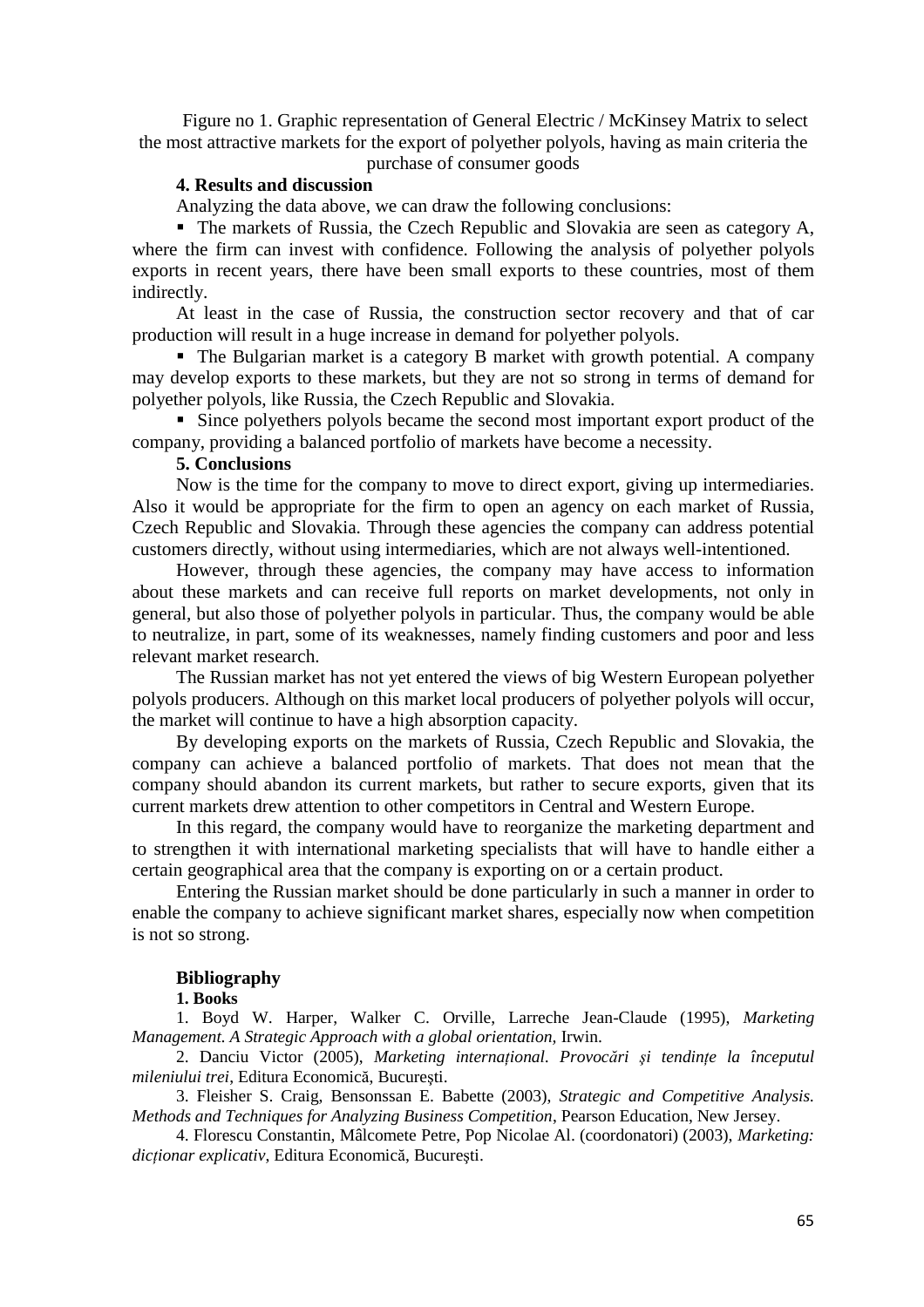Figure no 1. Graphic representation of General Electric / McKinsey Matrix to select the most attractive markets for the export of polyether polyols, having as main criteria the purchase of consumer goods

### 4. Results and discussion

Analyzing the data above, we can draw the following conclusions:

- The markets of Russia, the Czech Republic and Slovakia are seen as category A, where the firm can invest with confidence. Following the analysis of polyether polyols exports in recent years, there have been small exports to these countries, most of them indirectly.

At least in the case of Russia, the construction sector recovery and that of car production will result in a huge increase in demand for polyether polyols.

- The Bulgarian market is a category B market with growth potential. A company may develop exports to these markets, but they are not so strong in terms of demand for polyether polyols, like Russia, the Czech Republic and Slovakia.
- Since polyethers polyols became the second most important export product of the company, providing a balanced portfolio of markets have become a necessity.

### 5. Conclusions

Now is the time for the company to move to direct export, giving up intermediaries. Also it would be appropriate for the firm to open an agency on each market of Russia, Czech Republic and Slovakia. Through these agencies the company can address potential customers directly, without using intermediaries, which are not always well-intentioned.

However, through these agencies, the company may have access to information about these markets and can receive full reports on market developments, not only in general, but also those of polyether polyols in particular. Thus, the company would be able to neutralize, in part, some of its weaknesses, namely finding customers and poor and less relevant market research.

The Russian market has not yet entered the views of big Western European polyether polyols producers. Although on this market local producers of polyether polyols will occur, the market will continue to have a high absorption capacity.

By developing exports on the markets of Russia, Czech Republic and Slovakia, the company can achieve a balanced portfolio of markets. That does not mean that the company should abandon its current markets, but rather to secure exports, given that its current markets drew attention to other competitors in Central and Western Europe.

In this regard, the company would have to reorganize the marketing department and to strengthen it with international marketing specialists that will have to handle either a certain geographical area that the company is exporting on or a certain product.

Entering the Russian market should be done particularly in such a manner in order to enable the company to achieve significant market shares, especially now when competition is not so strong.

### Bibliography

**1. Books**

1. Boyd W. Harper, Walker C. Orville, Larreche Jean-Claude (1995), *Marketing Management. A Strategic Approach with a global orientation,* Irwin.
2. Danciu Victor (2005), *Marketing internațional. Provocări şi tendințe la începutul mileniului trei*, Editura Economică, București.
3. Fleisher S. Craig, Bensonssan E. Babette (2003), *Strategic and Competitive Analysis. Methods and Techniques for Analyzing Business Competition*, Pearson Education, New Jersey.
4. Florescu Constantin, Mâlcomete Petre, Pop Nicolae Al. (coordonatori) (2003), *Marketing: dicționar explicativ*, Editura Economică, București.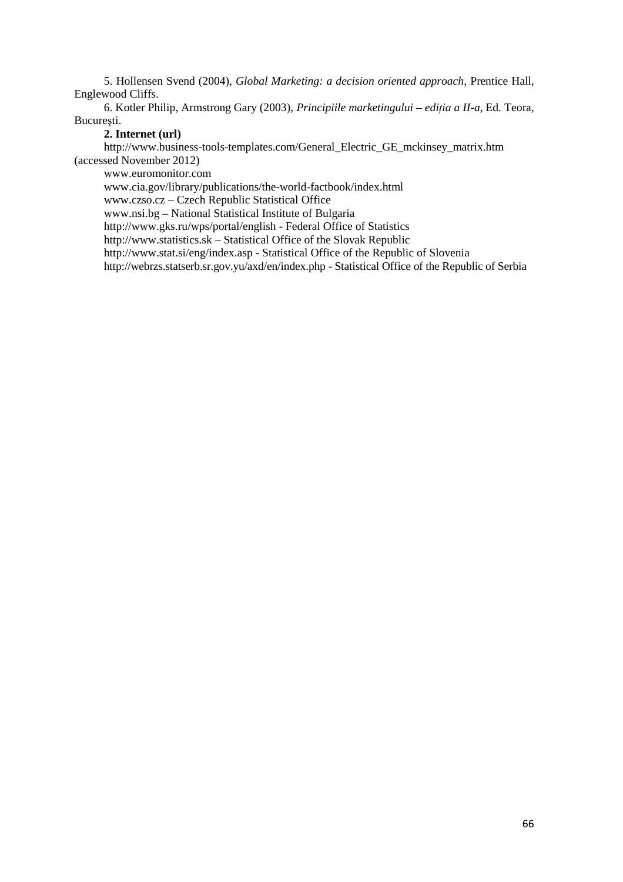5. Hollensen Svend (2004), *Global Marketing: a decision oriented approach*, Prentice Hall, Englewood Cliffs.

6. Kotler Philip, Armstrong Gary (2003), *Principiile marketingului – ediția a II-a*, Ed. Teora, Bucureşti.

**2. Internet (url)**

http://www.business-tools-templates.com/General_Electric_GE_mckinsey_matrix.htm (accessed November 2012)

www.euromonitor.com

www.cia.gov/library/publications/the-world-factbook/index.html

www.czso.cz – Czech Republic Statistical Office

www.nsi.bg – National Statistical Institute of Bulgaria

http://www.gks.ru/wps/portal/english - Federal Office of Statistics

http://www.statistics.sk – Statistical Office of the Slovak Republic

http://www.stat.si/eng/index.asp - Statistical Office of the Republic of Slovenia

http://webrzs.statserb.sr.gov.yu/axd/en/index.php - Statistical Office of the Republic of Serbia